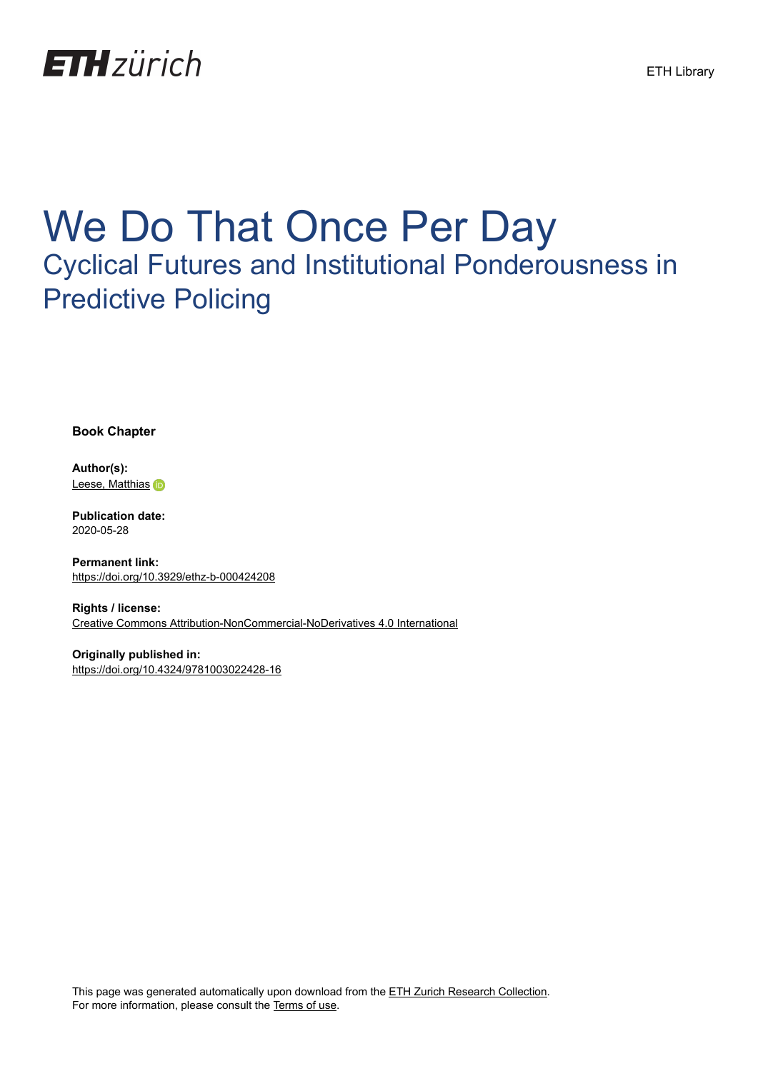ETH zürich

ETH Library

# We Do That Once Per Day

## Cyclical Futures and Institutional Ponderousness in Predictive Policing

**Book Chapter**

**Author(s):**
Leese, Matthias

**Publication date:**
2020-05-28

**Permanent link:**
https://doi.org/10.3929/ethz-b-000424208

**Rights / license:**
Creative Commons Attribution-NonCommercial-NoDerivatives 4.0 International

**Originally published in:**
https://doi.org/10.4324/9781003022428-16

This page was generated automatically upon download from the ETH Zurich Research Collection.
For more information, please consult the Terms of use.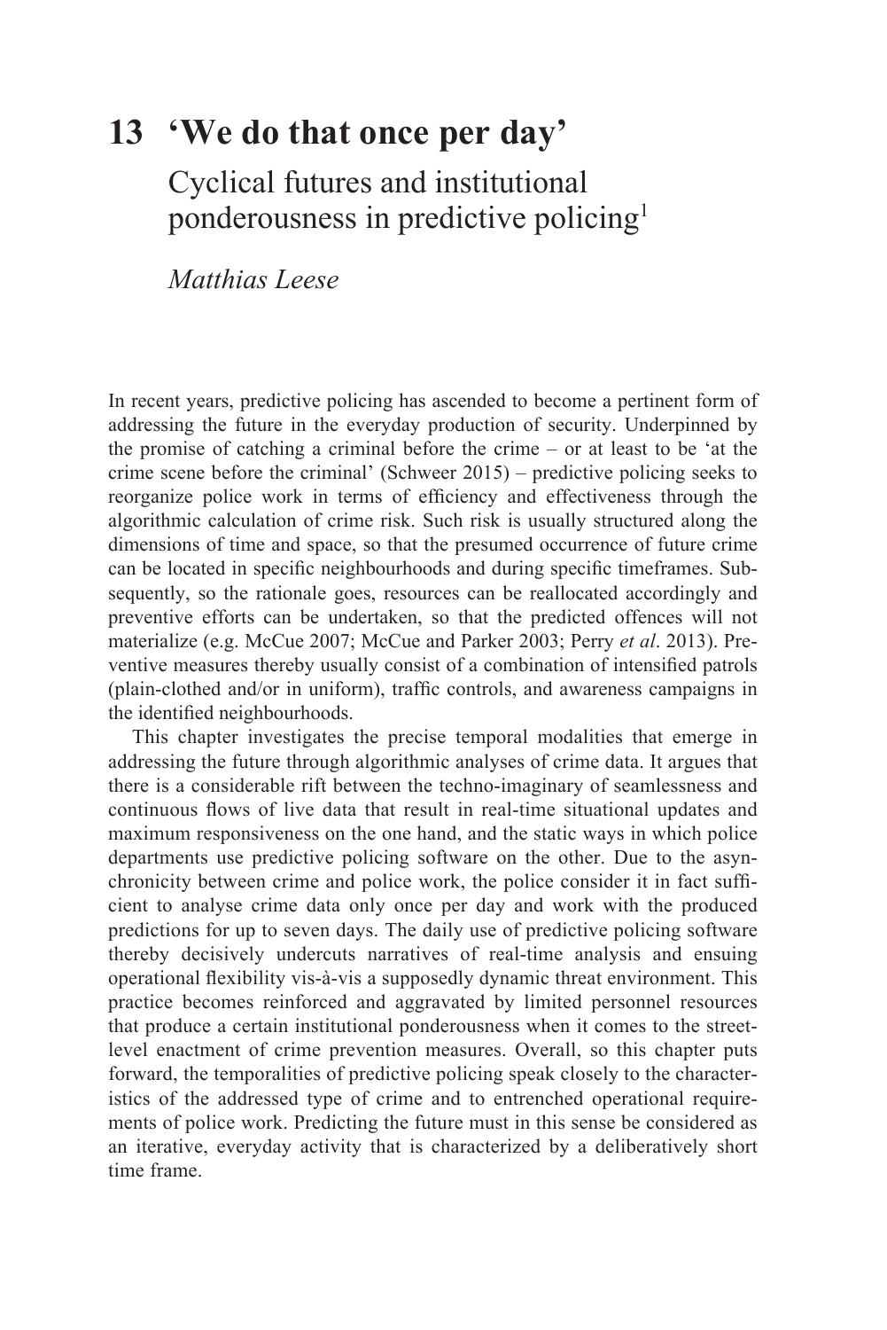# 13 'We do that once per day'

## Cyclical futures and institutional ponderousness in predictive policing[1]

*Matthias Leese*

In recent years, predictive policing has ascended to become a pertinent form of addressing the future in the everyday production of security. Underpinned by the promise of catching a criminal before the crime – or at least to be 'at the crime scene before the criminal' (Schweer 2015) – predictive policing seeks to reorganize police work in terms of efficiency and effectiveness through the algorithmic calculation of crime risk. Such risk is usually structured along the dimensions of time and space, so that the presumed occurrence of future crime can be located in specific neighbourhoods and during specific timeframes. Subsequently, so the rationale goes, resources can be reallocated accordingly and preventive efforts can be undertaken, so that the predicted offences will not materialize (e.g. McCue 2007; McCue and Parker 2003; Perry *et al*. 2013). Preventive measures thereby usually consist of a combination of intensified patrols (plain-clothed and/or in uniform), traffic controls, and awareness campaigns in the identified neighbourhoods.

This chapter investigates the precise temporal modalities that emerge in addressing the future through algorithmic analyses of crime data. It argues that there is a considerable rift between the techno-imaginary of seamlessness and continuous flows of live data that result in real-time situational updates and maximum responsiveness on the one hand, and the static ways in which police departments use predictive policing software on the other. Due to the asynchronicity between crime and police work, the police consider it in fact sufficient to analyse crime data only once per day and work with the produced predictions for up to seven days. The daily use of predictive policing software thereby decisively undercuts narratives of real-time analysis and ensuing operational flexibility vis-à-vis a supposedly dynamic threat environment. This practice becomes reinforced and aggravated by limited personnel resources that produce a certain institutional ponderousness when it comes to the street-level enactment of crime prevention measures. Overall, so this chapter puts forward, the temporalities of predictive policing speak closely to the characteristics of the addressed type of crime and to entrenched operational requirements of police work. Predicting the future must in this sense be considered as an iterative, everyday activity that is characterized by a deliberatively short time frame.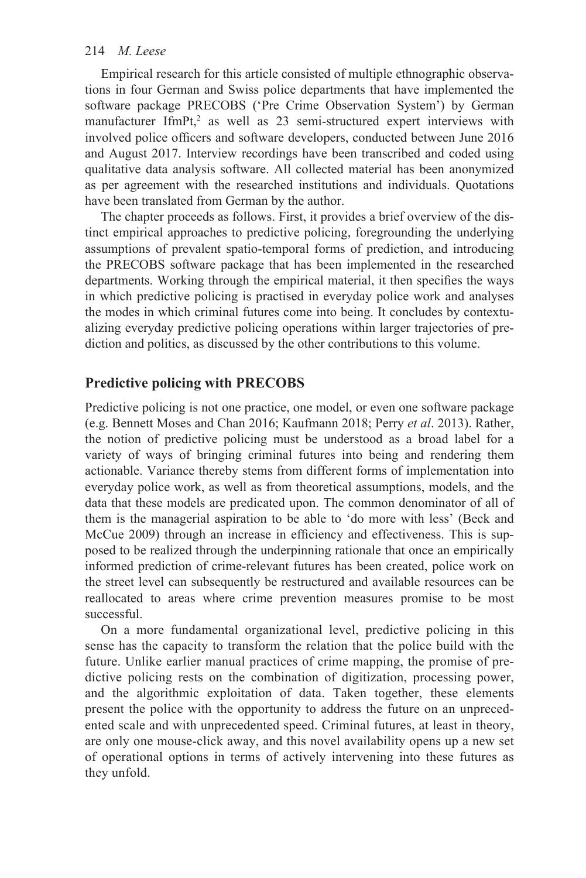Empirical research for this article consisted of multiple ethnographic observations in four German and Swiss police departments that have implemented the software package PRECOBS ('Pre Crime Observation System') by German manufacturer IfmPt,[2] as well as 23 semi-structured expert interviews with involved police officers and software developers, conducted between June 2016 and August 2017. Interview recordings have been transcribed and coded using qualitative data analysis software. All collected material has been anonymized as per agreement with the researched institutions and individuals. Quotations have been translated from German by the author.

The chapter proceeds as follows. First, it provides a brief overview of the distinct empirical approaches to predictive policing, foregrounding the underlying assumptions of prevalent spatio-temporal forms of prediction, and introducing the PRECOBS software package that has been implemented in the researched departments. Working through the empirical material, it then specifies the ways in which predictive policing is practised in everyday police work and analyses the modes in which criminal futures come into being. It concludes by contextualizing everyday predictive policing operations within larger trajectories of prediction and politics, as discussed by the other contributions to this volume.

## Predictive policing with PRECOBS

Predictive policing is not one practice, one model, or even one software package (e.g. Bennett Moses and Chan 2016; Kaufmann 2018; Perry *et al*. 2013). Rather, the notion of predictive policing must be understood as a broad label for a variety of ways of bringing criminal futures into being and rendering them actionable. Variance thereby stems from different forms of implementation into everyday police work, as well as from theoretical assumptions, models, and the data that these models are predicated upon. The common denominator of all of them is the managerial aspiration to be able to 'do more with less' (Beck and McCue 2009) through an increase in efficiency and effectiveness. This is supposed to be realized through the underpinning rationale that once an empirically informed prediction of crime-relevant futures has been created, police work on the street level can subsequently be restructured and available resources can be reallocated to areas where crime prevention measures promise to be most successful.

On a more fundamental organizational level, predictive policing in this sense has the capacity to transform the relation that the police build with the future. Unlike earlier manual practices of crime mapping, the promise of predictive policing rests on the combination of digitization, processing power, and the algorithmic exploitation of data. Taken together, these elements present the police with the opportunity to address the future on an unprecedented scale and with unprecedented speed. Criminal futures, at least in theory, are only one mouse-click away, and this novel availability opens up a new set of operational options in terms of actively intervening into these futures as they unfold.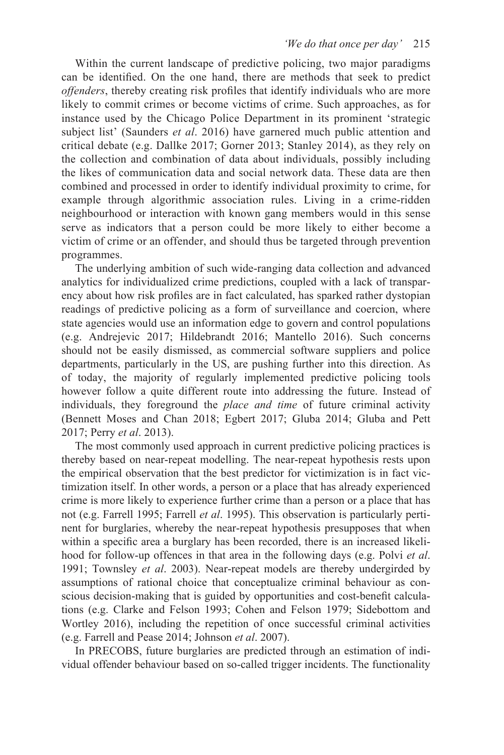Within the current landscape of predictive policing, two major paradigms can be identified. On the one hand, there are methods that seek to predict *offenders*, thereby creating risk profiles that identify individuals who are more likely to commit crimes or become victims of crime. Such approaches, as for instance used by the Chicago Police Department in its prominent 'strategic subject list' (Saunders *et al*. 2016) have garnered much public attention and critical debate (e.g. Dallke 2017; Gorner 2013; Stanley 2014), as they rely on the collection and combination of data about individuals, possibly including the likes of communication data and social network data. These data are then combined and processed in order to identify individual proximity to crime, for example through algorithmic association rules. Living in a crime-ridden neighbourhood or interaction with known gang members would in this sense serve as indicators that a person could be more likely to either become a victim of crime or an offender, and should thus be targeted through prevention programmes.

The underlying ambition of such wide-ranging data collection and advanced analytics for individualized crime predictions, coupled with a lack of transparency about how risk profiles are in fact calculated, has sparked rather dystopian readings of predictive policing as a form of surveillance and coercion, where state agencies would use an information edge to govern and control populations (e.g. Andrejevic 2017; Hildebrandt 2016; Mantello 2016). Such concerns should not be easily dismissed, as commercial software suppliers and police departments, particularly in the US, are pushing further into this direction. As of today, the majority of regularly implemented predictive policing tools however follow a quite different route into addressing the future. Instead of individuals, they foreground the *place and time* of future criminal activity (Bennett Moses and Chan 2018; Egbert 2017; Gluba 2014; Gluba and Pett 2017; Perry *et al*. 2013).

The most commonly used approach in current predictive policing practices is thereby based on near-repeat modelling. The near-repeat hypothesis rests upon the empirical observation that the best predictor for victimization is in fact victimization itself. In other words, a person or a place that has already experienced crime is more likely to experience further crime than a person or a place that has not (e.g. Farrell 1995; Farrell *et al*. 1995). This observation is particularly pertinent for burglaries, whereby the near-repeat hypothesis presupposes that when within a specific area a burglary has been recorded, there is an increased likelihood for follow-up offences in that area in the following days (e.g. Polvi *et al*. 1991; Townsley *et al*. 2003). Near-repeat models are thereby undergirded by assumptions of rational choice that conceptualize criminal behaviour as conscious decision-making that is guided by opportunities and cost-benefit calculations (e.g. Clarke and Felson 1993; Cohen and Felson 1979; Sidebottom and Wortley 2016), including the repetition of once successful criminal activities (e.g. Farrell and Pease 2014; Johnson *et al*. 2007).

In PRECOBS, future burglaries are predicted through an estimation of individual offender behaviour based on so-called trigger incidents. The functionality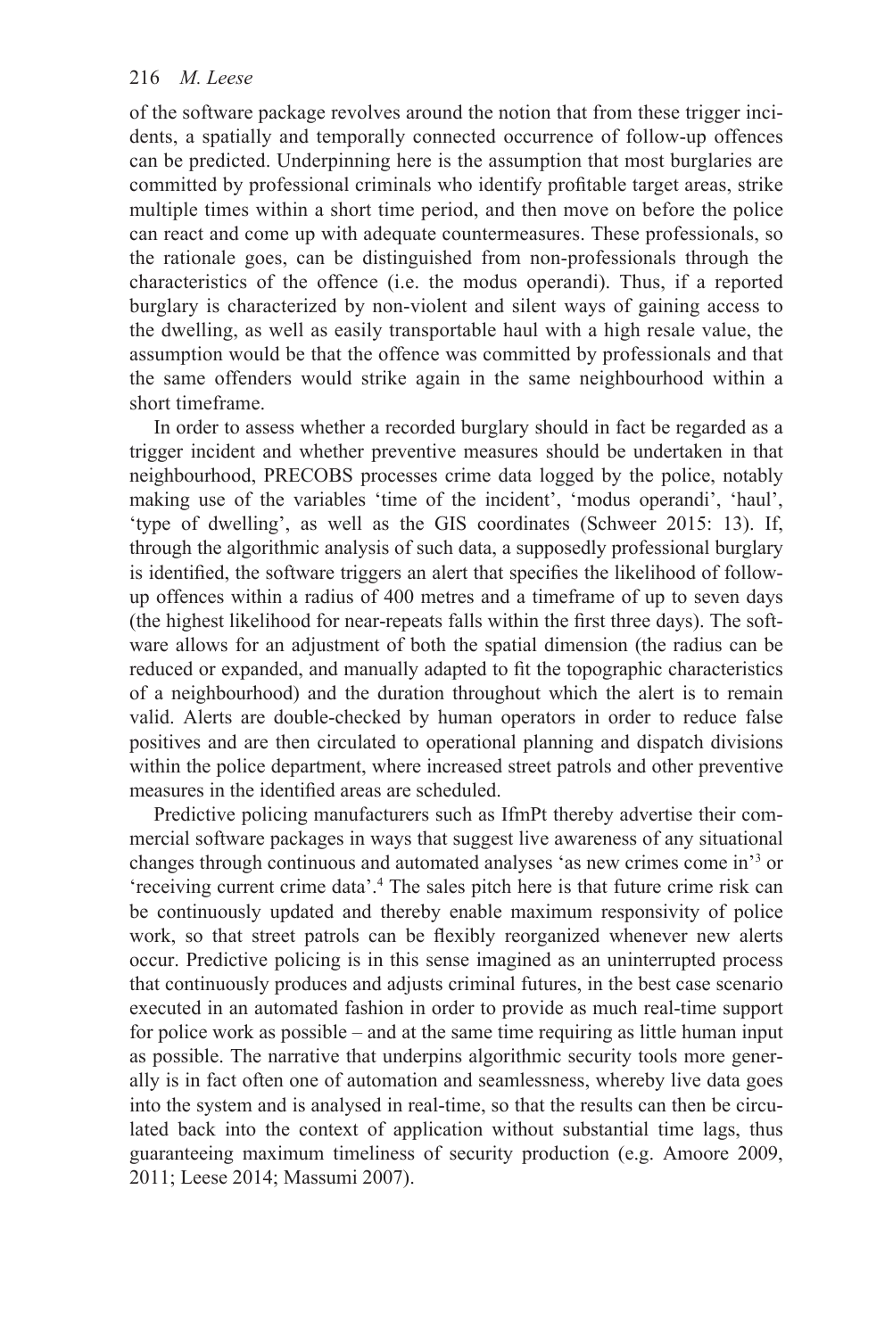of the software package revolves around the notion that from these trigger incidents, a spatially and temporally connected occurrence of follow-up offences can be predicted. Underpinning here is the assumption that most burglaries are committed by professional criminals who identify profitable target areas, strike multiple times within a short time period, and then move on before the police can react and come up with adequate countermeasures. These professionals, so the rationale goes, can be distinguished from non-professionals through the characteristics of the offence (i.e. the modus operandi). Thus, if a reported burglary is characterized by non-violent and silent ways of gaining access to the dwelling, as well as easily transportable haul with a high resale value, the assumption would be that the offence was committed by professionals and that the same offenders would strike again in the same neighbourhood within a short timeframe.

In order to assess whether a recorded burglary should in fact be regarded as a trigger incident and whether preventive measures should be undertaken in that neighbourhood, PRECOBS processes crime data logged by the police, notably making use of the variables 'time of the incident', 'modus operandi', 'haul', 'type of dwelling', as well as the GIS coordinates (Schweer 2015: 13). If, through the algorithmic analysis of such data, a supposedly professional burglary is identified, the software triggers an alert that specifies the likelihood of follow-up offences within a radius of 400 metres and a timeframe of up to seven days (the highest likelihood for near-repeats falls within the first three days). The software allows for an adjustment of both the spatial dimension (the radius can be reduced or expanded, and manually adapted to fit the topographic characteristics of a neighbourhood) and the duration throughout which the alert is to remain valid. Alerts are double-checked by human operators in order to reduce false positives and are then circulated to operational planning and dispatch divisions within the police department, where increased street patrols and other preventive measures in the identified areas are scheduled.

Predictive policing manufacturers such as IfmPt thereby advertise their commercial software packages in ways that suggest live awareness of any situational changes through continuous and automated analyses 'as new crimes come in'[3] or 'receiving current crime data'.[4] The sales pitch here is that future crime risk can be continuously updated and thereby enable maximum responsivity of police work, so that street patrols can be flexibly reorganized whenever new alerts occur. Predictive policing is in this sense imagined as an uninterrupted process that continuously produces and adjusts criminal futures, in the best case scenario executed in an automated fashion in order to provide as much real-time support for police work as possible – and at the same time requiring as little human input as possible. The narrative that underpins algorithmic security tools more generally is in fact often one of automation and seamlessness, whereby live data goes into the system and is analysed in real-time, so that the results can then be circulated back into the context of application without substantial time lags, thus guaranteeing maximum timeliness of security production (e.g. Amoore 2009, 2011; Leese 2014; Massumi 2007).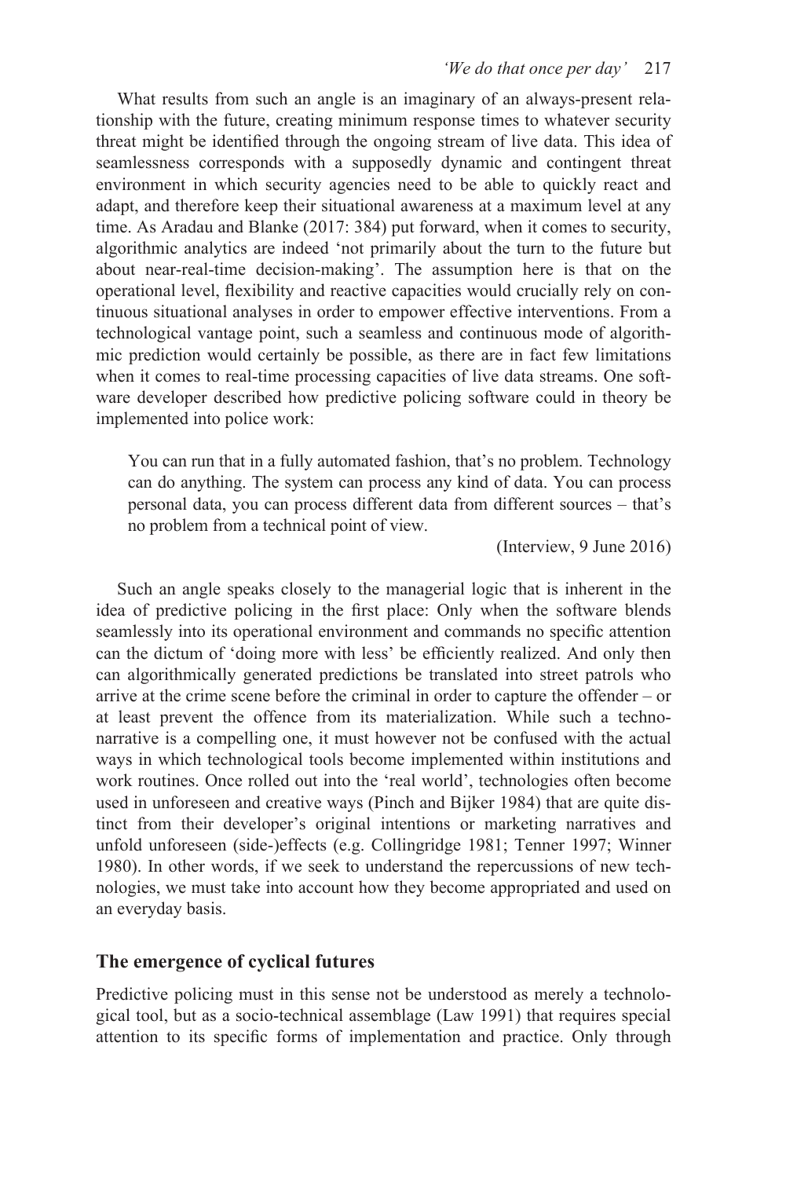What results from such an angle is an imaginary of an always-present relationship with the future, creating minimum response times to whatever security threat might be identified through the ongoing stream of live data. This idea of seamlessness corresponds with a supposedly dynamic and contingent threat environment in which security agencies need to be able to quickly react and adapt, and therefore keep their situational awareness at a maximum level at any time. As Aradau and Blanke (2017: 384) put forward, when it comes to security, algorithmic analytics are indeed 'not primarily about the turn to the future but about near-real-time decision-making'. The assumption here is that on the operational level, flexibility and reactive capacities would crucially rely on continuous situational analyses in order to empower effective interventions. From a technological vantage point, such a seamless and continuous mode of algorithmic prediction would certainly be possible, as there are in fact few limitations when it comes to real-time processing capacities of live data streams. One software developer described how predictive policing software could in theory be implemented into police work:

> You can run that in a fully automated fashion, that's no problem. Technology can do anything. The system can process any kind of data. You can process personal data, you can process different data from different sources – that's no problem from a technical point of view.
>
> (Interview, 9 June 2016)

Such an angle speaks closely to the managerial logic that is inherent in the idea of predictive policing in the first place: Only when the software blends seamlessly into its operational environment and commands no specific attention can the dictum of 'doing more with less' be efficiently realized. And only then can algorithmically generated predictions be translated into street patrols who arrive at the crime scene before the criminal in order to capture the offender – or at least prevent the offence from its materialization. While such a techno-narrative is a compelling one, it must however not be confused with the actual ways in which technological tools become implemented within institutions and work routines. Once rolled out into the 'real world', technologies often become used in unforeseen and creative ways (Pinch and Bijker 1984) that are quite distinct from their developer's original intentions or marketing narratives and unfold unforeseen (side-)effects (e.g. Collingridge 1981; Tenner 1997; Winner 1980). In other words, if we seek to understand the repercussions of new technologies, we must take into account how they become appropriated and used on an everyday basis.

## The emergence of cyclical futures

Predictive policing must in this sense not be understood as merely a technological tool, but as a socio-technical assemblage (Law 1991) that requires special attention to its specific forms of implementation and practice. Only through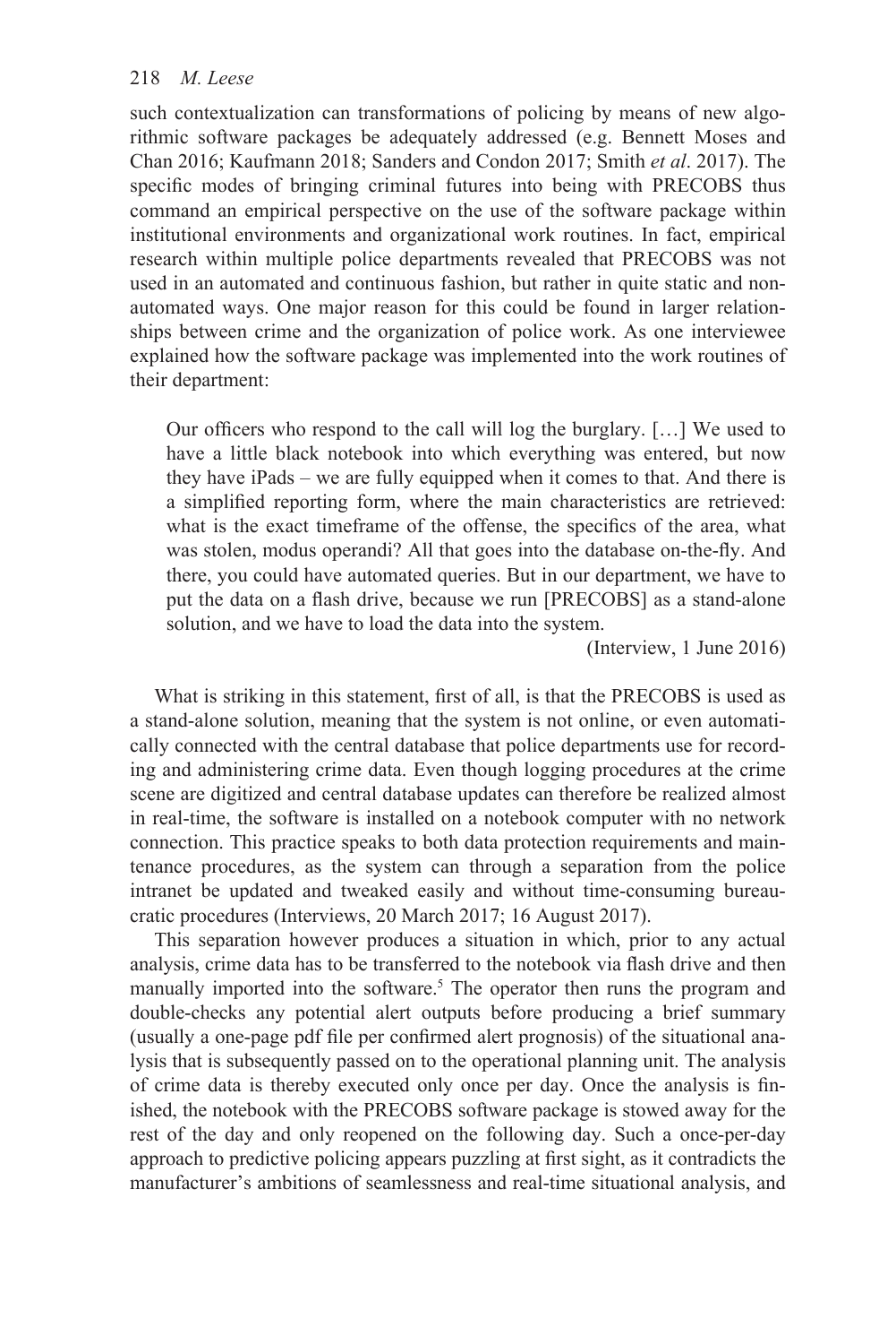such contextualization can transformations of policing by means of new algorithmic software packages be adequately addressed (e.g. Bennett Moses and Chan 2016; Kaufmann 2018; Sanders and Condon 2017; Smith *et al*. 2017). The specific modes of bringing criminal futures into being with PRECOBS thus command an empirical perspective on the use of the software package within institutional environments and organizational work routines. In fact, empirical research within multiple police departments revealed that PRECOBS was not used in an automated and continuous fashion, but rather in quite static and non-automated ways. One major reason for this could be found in larger relationships between crime and the organization of police work. As one interviewee explained how the software package was implemented into the work routines of their department:

> Our officers who respond to the call will log the burglary. […] We used to have a little black notebook into which everything was entered, but now they have iPads – we are fully equipped when it comes to that. And there is a simplified reporting form, where the main characteristics are retrieved: what is the exact timeframe of the offense, the specifics of the area, what was stolen, modus operandi? All that goes into the database on-the-fly. And there, you could have automated queries. But in our department, we have to put the data on a flash drive, because we run [PRECOBS] as a stand-alone solution, and we have to load the data into the system.
>
> (Interview, 1 June 2016)

What is striking in this statement, first of all, is that the PRECOBS is used as a stand-alone solution, meaning that the system is not online, or even automatically connected with the central database that police departments use for recording and administering crime data. Even though logging procedures at the crime scene are digitized and central database updates can therefore be realized almost in real-time, the software is installed on a notebook computer with no network connection. This practice speaks to both data protection requirements and maintenance procedures, as the system can through a separation from the police intranet be updated and tweaked easily and without time-consuming bureaucratic procedures (Interviews, 20 March 2017; 16 August 2017).

This separation however produces a situation in which, prior to any actual analysis, crime data has to be transferred to the notebook via flash drive and then manually imported into the software.[5] The operator then runs the program and double-checks any potential alert outputs before producing a brief summary (usually a one-page pdf file per confirmed alert prognosis) of the situational analysis that is subsequently passed on to the operational planning unit. The analysis of crime data is thereby executed only once per day. Once the analysis is finished, the notebook with the PRECOBS software package is stowed away for the rest of the day and only reopened on the following day. Such a once-per-day approach to predictive policing appears puzzling at first sight, as it contradicts the manufacturer's ambitions of seamlessness and real-time situational analysis, and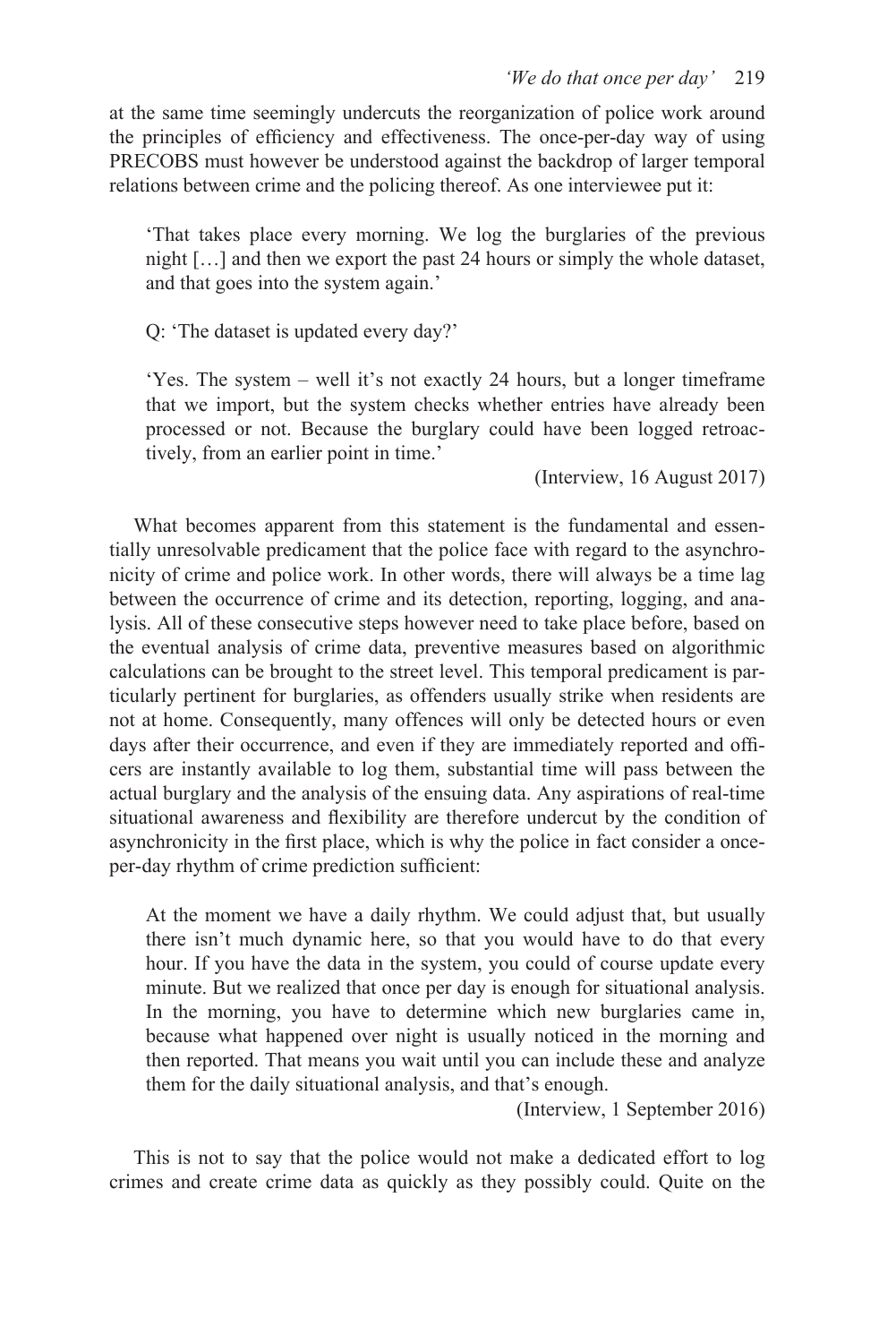at the same time seemingly undercuts the reorganization of police work around the principles of efficiency and effectiveness. The once-per-day way of using PRECOBS must however be understood against the backdrop of larger temporal relations between crime and the policing thereof. As one interviewee put it:

> 'That takes place every morning. We log the burglaries of the previous night […] and then we export the past 24 hours or simply the whole dataset, and that goes into the system again.'
>
> Q: 'The dataset is updated every day?'
>
> 'Yes. The system – well it's not exactly 24 hours, but a longer timeframe that we import, but the system checks whether entries have already been processed or not. Because the burglary could have been logged retroactively, from an earlier point in time.'
>
> (Interview, 16 August 2017)

What becomes apparent from this statement is the fundamental and essentially unresolvable predicament that the police face with regard to the asynchronicity of crime and police work. In other words, there will always be a time lag between the occurrence of crime and its detection, reporting, logging, and analysis. All of these consecutive steps however need to take place before, based on the eventual analysis of crime data, preventive measures based on algorithmic calculations can be brought to the street level. This temporal predicament is particularly pertinent for burglaries, as offenders usually strike when residents are not at home. Consequently, many offences will only be detected hours or even days after their occurrence, and even if they are immediately reported and officers are instantly available to log them, substantial time will pass between the actual burglary and the analysis of the ensuing data. Any aspirations of real-time situational awareness and flexibility are therefore undercut by the condition of asynchronicity in the first place, which is why the police in fact consider a once-per-day rhythm of crime prediction sufficient:

> At the moment we have a daily rhythm. We could adjust that, but usually there isn't much dynamic here, so that you would have to do that every hour. If you have the data in the system, you could of course update every minute. But we realized that once per day is enough for situational analysis. In the morning, you have to determine which new burglaries came in, because what happened over night is usually noticed in the morning and then reported. That means you wait until you can include these and analyze them for the daily situational analysis, and that's enough.
>
> (Interview, 1 September 2016)

This is not to say that the police would not make a dedicated effort to log crimes and create crime data as quickly as they possibly could. Quite on the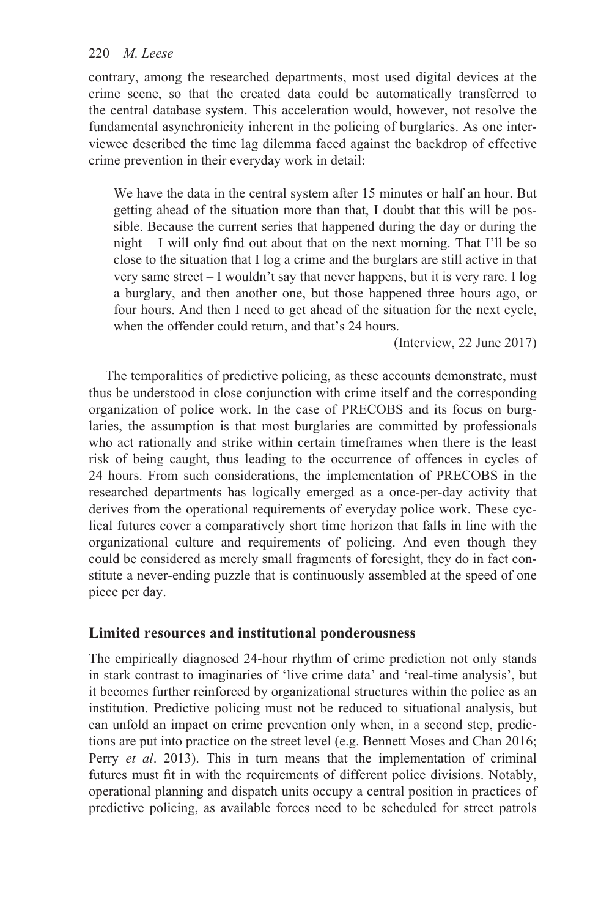contrary, among the researched departments, most used digital devices at the crime scene, so that the created data could be automatically transferred to the central database system. This acceleration would, however, not resolve the fundamental asynchronicity inherent in the policing of burglaries. As one interviewee described the time lag dilemma faced against the backdrop of effective crime prevention in their everyday work in detail:

> We have the data in the central system after 15 minutes or half an hour. But getting ahead of the situation more than that, I doubt that this will be possible. Because the current series that happened during the day or during the night – I will only find out about that on the next morning. That I'll be so close to the situation that I log a crime and the burglars are still active in that very same street – I wouldn't say that never happens, but it is very rare. I log a burglary, and then another one, but those happened three hours ago, or four hours. And then I need to get ahead of the situation for the next cycle, when the offender could return, and that's 24 hours.
>
> (Interview, 22 June 2017)

The temporalities of predictive policing, as these accounts demonstrate, must thus be understood in close conjunction with crime itself and the corresponding organization of police work. In the case of PRECOBS and its focus on burglaries, the assumption is that most burglaries are committed by professionals who act rationally and strike within certain timeframes when there is the least risk of being caught, thus leading to the occurrence of offences in cycles of 24 hours. From such considerations, the implementation of PRECOBS in the researched departments has logically emerged as a once-per-day activity that derives from the operational requirements of everyday police work. These cyclical futures cover a comparatively short time horizon that falls in line with the organizational culture and requirements of policing. And even though they could be considered as merely small fragments of foresight, they do in fact constitute a never-ending puzzle that is continuously assembled at the speed of one piece per day.

## Limited resources and institutional ponderousness

The empirically diagnosed 24-hour rhythm of crime prediction not only stands in stark contrast to imaginaries of 'live crime data' and 'real-time analysis', but it becomes further reinforced by organizational structures within the police as an institution. Predictive policing must not be reduced to situational analysis, but can unfold an impact on crime prevention only when, in a second step, predictions are put into practice on the street level (e.g. Bennett Moses and Chan 2016; Perry *et al*. 2013). This in turn means that the implementation of criminal futures must fit in with the requirements of different police divisions. Notably, operational planning and dispatch units occupy a central position in practices of predictive policing, as available forces need to be scheduled for street patrols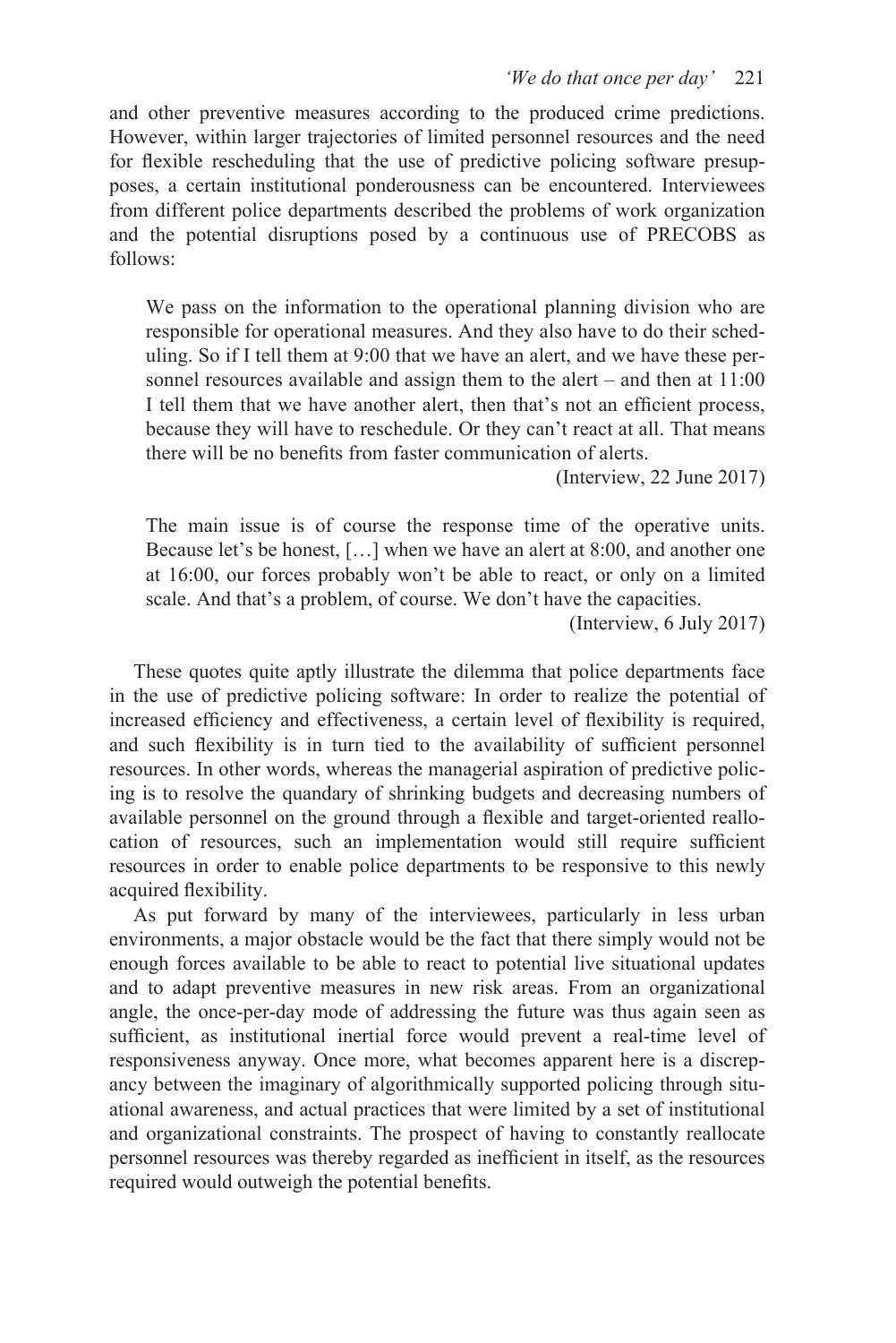and other preventive measures according to the produced crime predictions. However, within larger trajectories of limited personnel resources and the need for flexible rescheduling that the use of predictive policing software presupposes, a certain institutional ponderousness can be encountered. Interviewees from different police departments described the problems of work organization and the potential disruptions posed by a continuous use of PRECOBS as follows:

> We pass on the information to the operational planning division who are responsible for operational measures. And they also have to do their scheduling. So if I tell them at 9:00 that we have an alert, and we have these personnel resources available and assign them to the alert – and then at 11:00 I tell them that we have another alert, then that's not an efficient process, because they will have to reschedule. Or they can't react at all. That means there will be no benefits from faster communication of alerts.
>
> (Interview, 22 June 2017)

> The main issue is of course the response time of the operative units. Because let's be honest, […] when we have an alert at 8:00, and another one at 16:00, our forces probably won't be able to react, or only on a limited scale. And that's a problem, of course. We don't have the capacities.
>
> (Interview, 6 July 2017)

These quotes quite aptly illustrate the dilemma that police departments face in the use of predictive policing software: In order to realize the potential of increased efficiency and effectiveness, a certain level of flexibility is required, and such flexibility is in turn tied to the availability of sufficient personnel resources. In other words, whereas the managerial aspiration of predictive policing is to resolve the quandary of shrinking budgets and decreasing numbers of available personnel on the ground through a flexible and target-oriented reallocation of resources, such an implementation would still require sufficient resources in order to enable police departments to be responsive to this newly acquired flexibility.

As put forward by many of the interviewees, particularly in less urban environments, a major obstacle would be the fact that there simply would not be enough forces available to be able to react to potential live situational updates and to adapt preventive measures in new risk areas. From an organizational angle, the once-per-day mode of addressing the future was thus again seen as sufficient, as institutional inertial force would prevent a real-time level of responsiveness anyway. Once more, what becomes apparent here is a discrepancy between the imaginary of algorithmically supported policing through situational awareness, and actual practices that were limited by a set of institutional and organizational constraints. The prospect of having to constantly reallocate personnel resources was thereby regarded as inefficient in itself, as the resources required would outweigh the potential benefits.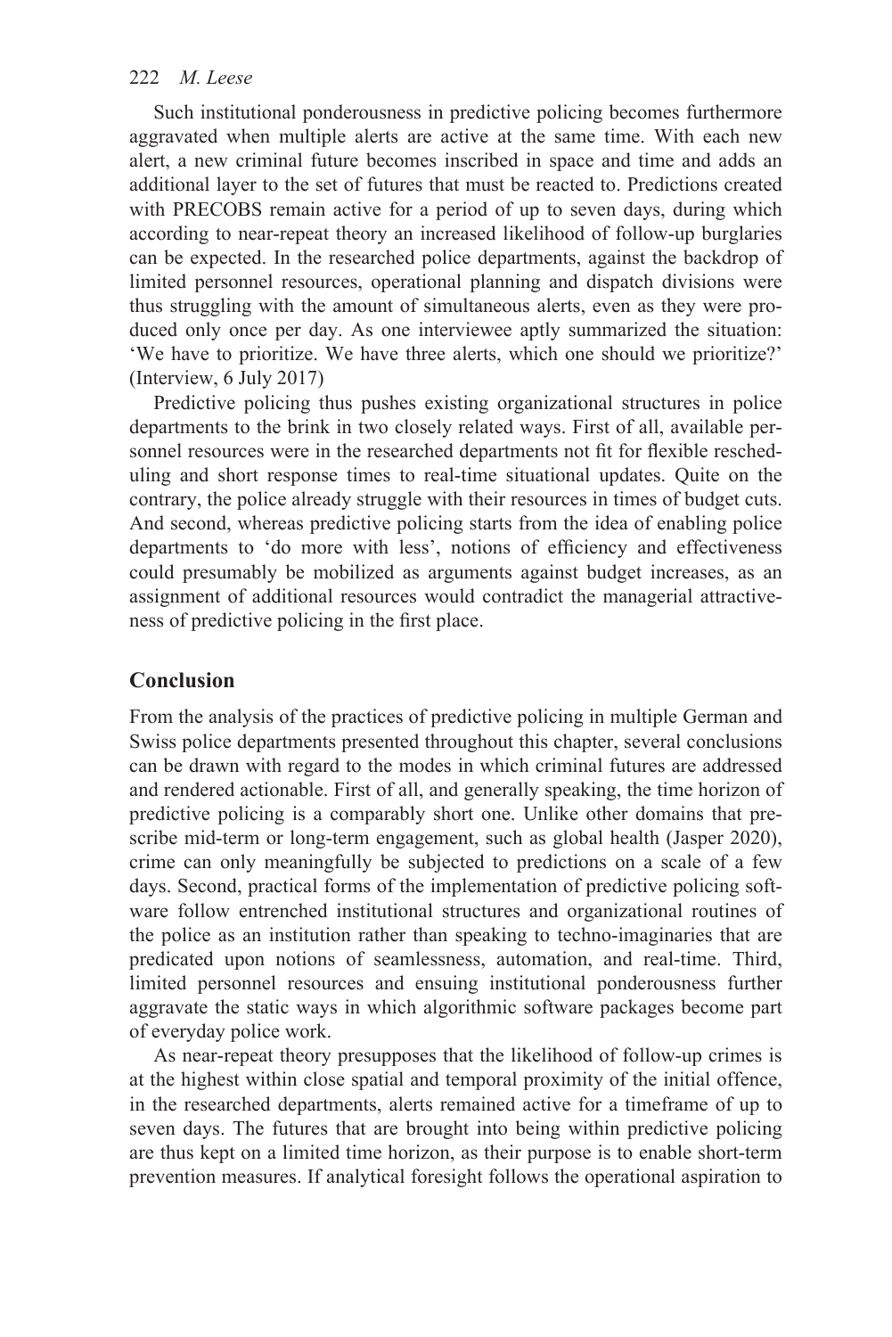Such institutional ponderousness in predictive policing becomes furthermore aggravated when multiple alerts are active at the same time. With each new alert, a new criminal future becomes inscribed in space and time and adds an additional layer to the set of futures that must be reacted to. Predictions created with PRECOBS remain active for a period of up to seven days, during which according to near-repeat theory an increased likelihood of follow-up burglaries can be expected. In the researched police departments, against the backdrop of limited personnel resources, operational planning and dispatch divisions were thus struggling with the amount of simultaneous alerts, even as they were produced only once per day. As one interviewee aptly summarized the situation: 'We have to prioritize. We have three alerts, which one should we prioritize?' (Interview, 6 July 2017)

Predictive policing thus pushes existing organizational structures in police departments to the brink in two closely related ways. First of all, available personnel resources were in the researched departments not fit for flexible rescheduling and short response times to real-time situational updates. Quite on the contrary, the police already struggle with their resources in times of budget cuts. And second, whereas predictive policing starts from the idea of enabling police departments to 'do more with less', notions of efficiency and effectiveness could presumably be mobilized as arguments against budget increases, as an assignment of additional resources would contradict the managerial attractiveness of predictive policing in the first place.

## Conclusion

From the analysis of the practices of predictive policing in multiple German and Swiss police departments presented throughout this chapter, several conclusions can be drawn with regard to the modes in which criminal futures are addressed and rendered actionable. First of all, and generally speaking, the time horizon of predictive policing is a comparably short one. Unlike other domains that prescribe mid-term or long-term engagement, such as global health (Jasper 2020), crime can only meaningfully be subjected to predictions on a scale of a few days. Second, practical forms of the implementation of predictive policing software follow entrenched institutional structures and organizational routines of the police as an institution rather than speaking to techno-imaginaries that are predicated upon notions of seamlessness, automation, and real-time. Third, limited personnel resources and ensuing institutional ponderousness further aggravate the static ways in which algorithmic software packages become part of everyday police work.

As near-repeat theory presupposes that the likelihood of follow-up crimes is at the highest within close spatial and temporal proximity of the initial offence, in the researched departments, alerts remained active for a timeframe of up to seven days. The futures that are brought into being within predictive policing are thus kept on a limited time horizon, as their purpose is to enable short-term prevention measures. If analytical foresight follows the operational aspiration to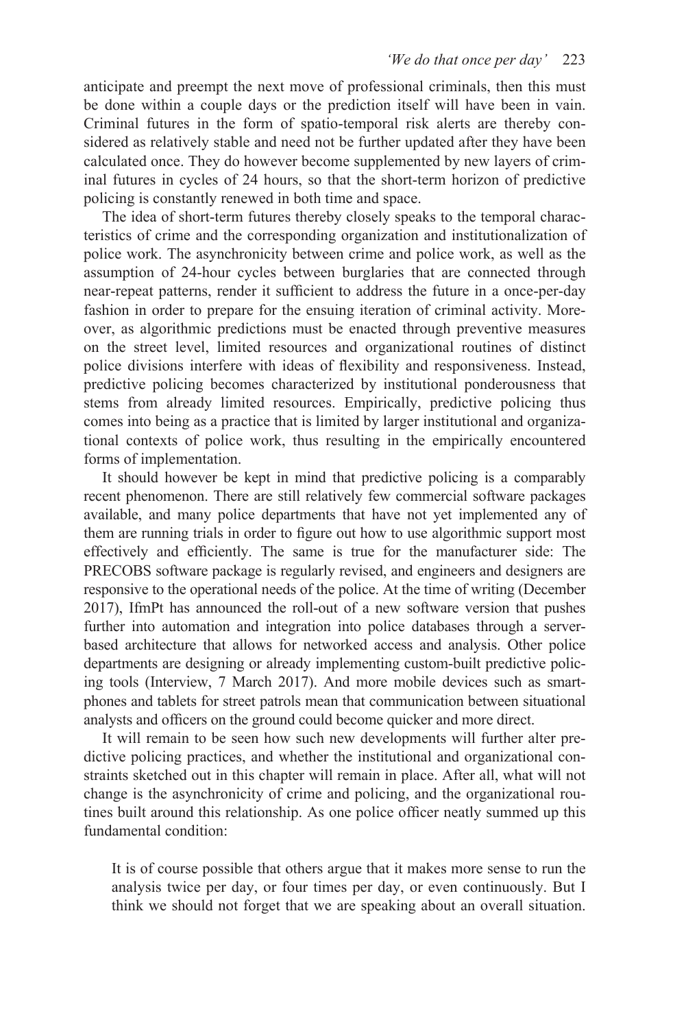anticipate and preempt the next move of professional criminals, then this must be done within a couple days or the prediction itself will have been in vain. Criminal futures in the form of spatio-temporal risk alerts are thereby considered as relatively stable and need not be further updated after they have been calculated once. They do however become supplemented by new layers of criminal futures in cycles of 24 hours, so that the short-term horizon of predictive policing is constantly renewed in both time and space.

The idea of short-term futures thereby closely speaks to the temporal characteristics of crime and the corresponding organization and institutionalization of police work. The asynchronicity between crime and police work, as well as the assumption of 24-hour cycles between burglaries that are connected through near-repeat patterns, render it sufficient to address the future in a once-per-day fashion in order to prepare for the ensuing iteration of criminal activity. Moreover, as algorithmic predictions must be enacted through preventive measures on the street level, limited resources and organizational routines of distinct police divisions interfere with ideas of flexibility and responsiveness. Instead, predictive policing becomes characterized by institutional ponderousness that stems from already limited resources. Empirically, predictive policing thus comes into being as a practice that is limited by larger institutional and organizational contexts of police work, thus resulting in the empirically encountered forms of implementation.

It should however be kept in mind that predictive policing is a comparably recent phenomenon. There are still relatively few commercial software packages available, and many police departments that have not yet implemented any of them are running trials in order to figure out how to use algorithmic support most effectively and efficiently. The same is true for the manufacturer side: The PRECOBS software package is regularly revised, and engineers and designers are responsive to the operational needs of the police. At the time of writing (December 2017), IfmPt has announced the roll-out of a new software version that pushes further into automation and integration into police databases through a server-based architecture that allows for networked access and analysis. Other police departments are designing or already implementing custom-built predictive policing tools (Interview, 7 March 2017). And more mobile devices such as smartphones and tablets for street patrols mean that communication between situational analysts and officers on the ground could become quicker and more direct.

It will remain to be seen how such new developments will further alter predictive policing practices, and whether the institutional and organizational constraints sketched out in this chapter will remain in place. After all, what will not change is the asynchronicity of crime and policing, and the organizational routines built around this relationship. As one police officer neatly summed up this fundamental condition:

> It is of course possible that others argue that it makes more sense to run the analysis twice per day, or four times per day, or even continuously. But I think we should not forget that we are speaking about an overall situation.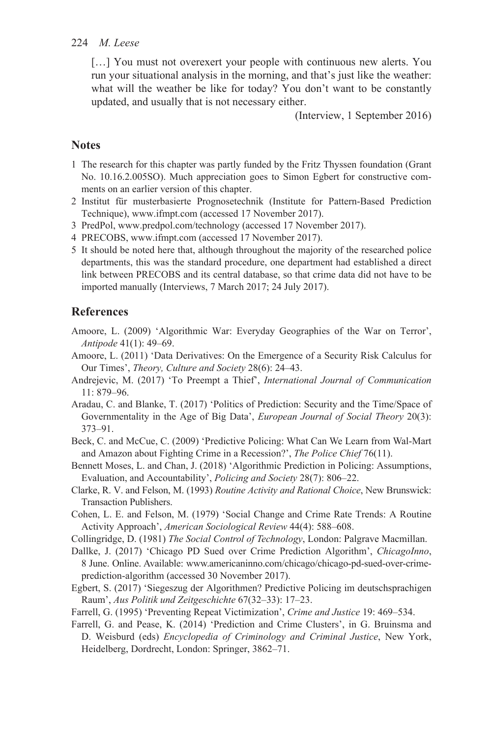> […] You must not overexert your people with continuous new alerts. You run your situational analysis in the morning, and that's just like the weather: what will the weather be like for today? You don't want to be constantly updated, and usually that is not necessary either.
>
> (Interview, 1 September 2016)

## Notes

1. The research for this chapter was partly funded by the Fritz Thyssen foundation (Grant No. 10.16.2.005SO). Much appreciation goes to Simon Egbert for constructive comments on an earlier version of this chapter.
2. Institut für musterbasierte Prognosetechnik (Institute for Pattern-Based Prediction Technique), www.ifmpt.com (accessed 17 November 2017).
3. PredPol, www.predpol.com/technology (accessed 17 November 2017).
4. PRECOBS, www.ifmpt.com (accessed 17 November 2017).
5. It should be noted here that, although throughout the majority of the researched police departments, this was the standard procedure, one department had established a direct link between PRECOBS and its central database, so that crime data did not have to be imported manually (Interviews, 7 March 2017; 24 July 2017).

## References

Amoore, L. (2009) 'Algorithmic War: Everyday Geographies of the War on Terror', *Antipode* 41(1): 49–69.

Amoore, L. (2011) 'Data Derivatives: On the Emergence of a Security Risk Calculus for Our Times', *Theory, Culture and Society* 28(6): 24–43.

Andrejevic, M. (2017) 'To Preempt a Thief', *International Journal of Communication* 11: 879–96.

Aradau, C. and Blanke, T. (2017) 'Politics of Prediction: Security and the Time/Space of Governmentality in the Age of Big Data', *European Journal of Social Theory* 20(3): 373–91.

Beck, C. and McCue, C. (2009) 'Predictive Policing: What Can We Learn from Wal-Mart and Amazon about Fighting Crime in a Recession?', *The Police Chief* 76(11).

Bennett Moses, L. and Chan, J. (2018) 'Algorithmic Prediction in Policing: Assumptions, Evaluation, and Accountability', *Policing and Society* 28(7): 806–22.

Clarke, R. V. and Felson, M. (1993) *Routine Activity and Rational Choice*, New Brunswick: Transaction Publishers.

Cohen, L. E. and Felson, M. (1979) 'Social Change and Crime Rate Trends: A Routine Activity Approach', *American Sociological Review* 44(4): 588–608.

Collingridge, D. (1981) *The Social Control of Technology*, London: Palgrave Macmillan.

Dallke, J. (2017) 'Chicago PD Sued over Crime Prediction Algorithm', *ChicagoInno*, 8 June. Online. Available: www.americaninno.com/chicago/chicago-pd-sued-over-crime-prediction-algorithm (accessed 30 November 2017).

Egbert, S. (2017) 'Siegeszug der Algorithmen? Predictive Policing im deutschsprachigen Raum', *Aus Politik und Zeitgeschichte* 67(32–33): 17–23.

Farrell, G. (1995) 'Preventing Repeat Victimization', *Crime and Justice* 19: 469–534.

Farrell, G. and Pease, K. (2014) 'Prediction and Crime Clusters', in G. Bruinsma and D. Weisburd (eds) *Encyclopedia of Criminology and Criminal Justice*, New York, Heidelberg, Dordrecht, London: Springer, 3862–71.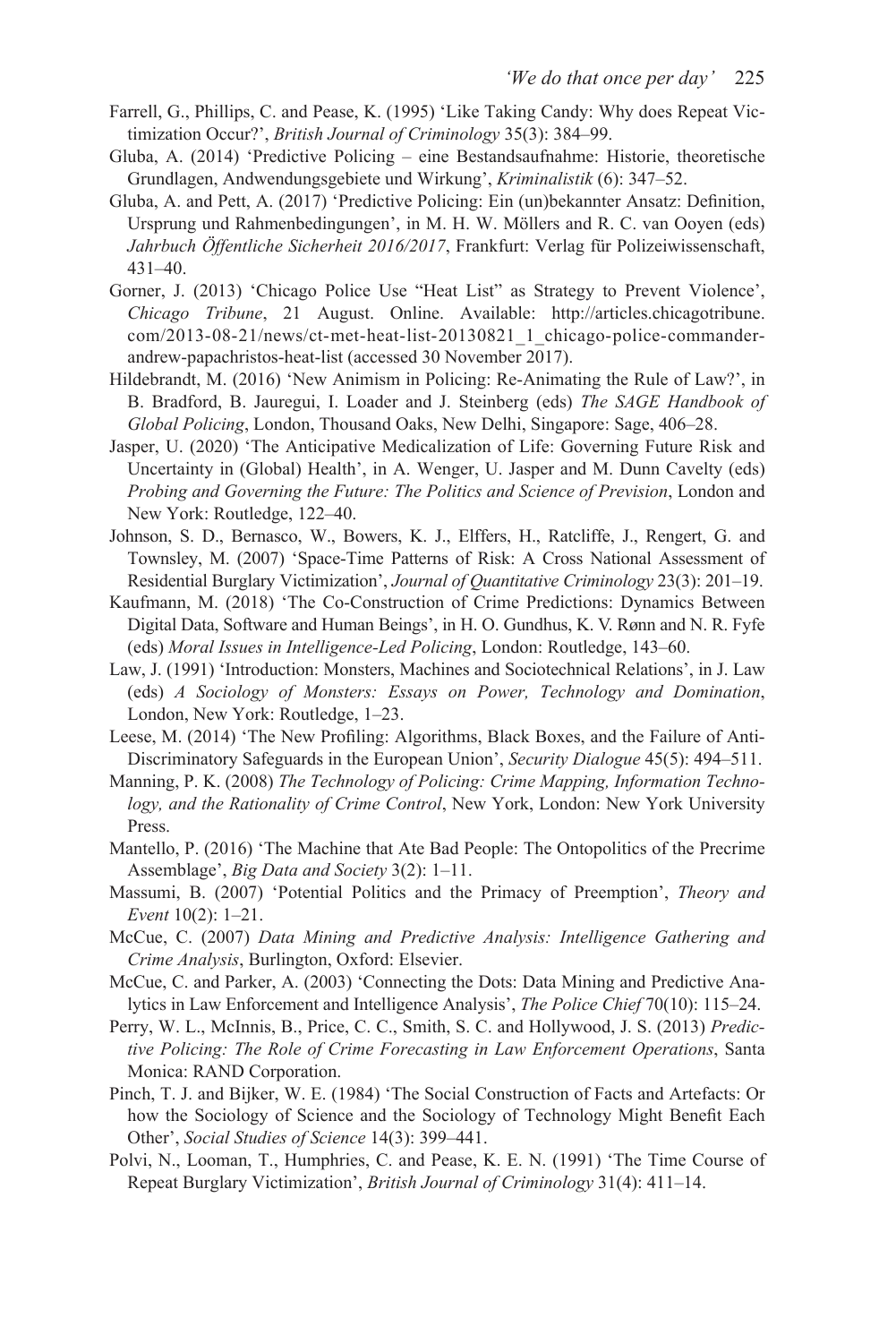Farrell, G., Phillips, C. and Pease, K. (1995) 'Like Taking Candy: Why does Repeat Victimization Occur?', *British Journal of Criminology* 35(3): 384–99.

Gluba, A. (2014) 'Predictive Policing – eine Bestandsaufnahme: Historie, theoretische Grundlagen, Andwendungsgebiete und Wirkung', *Kriminalistik* (6): 347–52.

Gluba, A. and Pett, A. (2017) 'Predictive Policing: Ein (un)bekannter Ansatz: Definition, Ursprung und Rahmenbedingungen', in M. H. W. Möllers and R. C. van Ooyen (eds) *Jahrbuch Öffentliche Sicherheit 2016/2017*, Frankfurt: Verlag für Polizeiwissenschaft, 431–40.

Gorner, J. (2013) 'Chicago Police Use "Heat List" as Strategy to Prevent Violence', *Chicago Tribune*, 21 August. Online. Available: http://articles.chicagotribune.com/2013-08-21/news/ct-met-heat-list-20130821_1_chicago-police-commander-andrew-papachristos-heat-list (accessed 30 November 2017).

Hildebrandt, M. (2016) 'New Animism in Policing: Re-Animating the Rule of Law?', in B. Bradford, B. Jauregui, I. Loader and J. Steinberg (eds) *The SAGE Handbook of Global Policing*, London, Thousand Oaks, New Delhi, Singapore: Sage, 406–28.

Jasper, U. (2020) 'The Anticipative Medicalization of Life: Governing Future Risk and Uncertainty in (Global) Health', in A. Wenger, U. Jasper and M. Dunn Cavelty (eds) *Probing and Governing the Future: The Politics and Science of Prevision*, London and New York: Routledge, 122–40.

Johnson, S. D., Bernasco, W., Bowers, K. J., Elffers, H., Ratcliffe, J., Rengert, G. and Townsley, M. (2007) 'Space-Time Patterns of Risk: A Cross National Assessment of Residential Burglary Victimization', *Journal of Quantitative Criminology* 23(3): 201–19.

Kaufmann, M. (2018) 'The Co-Construction of Crime Predictions: Dynamics Between Digital Data, Software and Human Beings', in H. O. Gundhus, K. V. Rønn and N. R. Fyfe (eds) *Moral Issues in Intelligence-Led Policing*, London: Routledge, 143–60.

Law, J. (1991) 'Introduction: Monsters, Machines and Sociotechnical Relations', in J. Law (eds) *A Sociology of Monsters: Essays on Power, Technology and Domination*, London, New York: Routledge, 1–23.

Leese, M. (2014) 'The New Profiling: Algorithms, Black Boxes, and the Failure of Anti-Discriminatory Safeguards in the European Union', *Security Dialogue* 45(5): 494–511.

Manning, P. K. (2008) *The Technology of Policing: Crime Mapping, Information Technology, and the Rationality of Crime Control*, New York, London: New York University Press.

Mantello, P. (2016) 'The Machine that Ate Bad People: The Ontopolitics of the Precrime Assemblage', *Big Data and Society* 3(2): 1–11.

Massumi, B. (2007) 'Potential Politics and the Primacy of Preemption', *Theory and Event* 10(2): 1–21.

McCue, C. (2007) *Data Mining and Predictive Analysis: Intelligence Gathering and Crime Analysis*, Burlington, Oxford: Elsevier.

McCue, C. and Parker, A. (2003) 'Connecting the Dots: Data Mining and Predictive Analytics in Law Enforcement and Intelligence Analysis', *The Police Chief* 70(10): 115–24.

Perry, W. L., McInnis, B., Price, C. C., Smith, S. C. and Hollywood, J. S. (2013) *Predictive Policing: The Role of Crime Forecasting in Law Enforcement Operations*, Santa Monica: RAND Corporation.

Pinch, T. J. and Bijker, W. E. (1984) 'The Social Construction of Facts and Artefacts: Or how the Sociology of Science and the Sociology of Technology Might Benefit Each Other', *Social Studies of Science* 14(3): 399–441.

Polvi, N., Looman, T., Humphries, C. and Pease, K. E. N. (1991) 'The Time Course of Repeat Burglary Victimization', *British Journal of Criminology* 31(4): 411–14.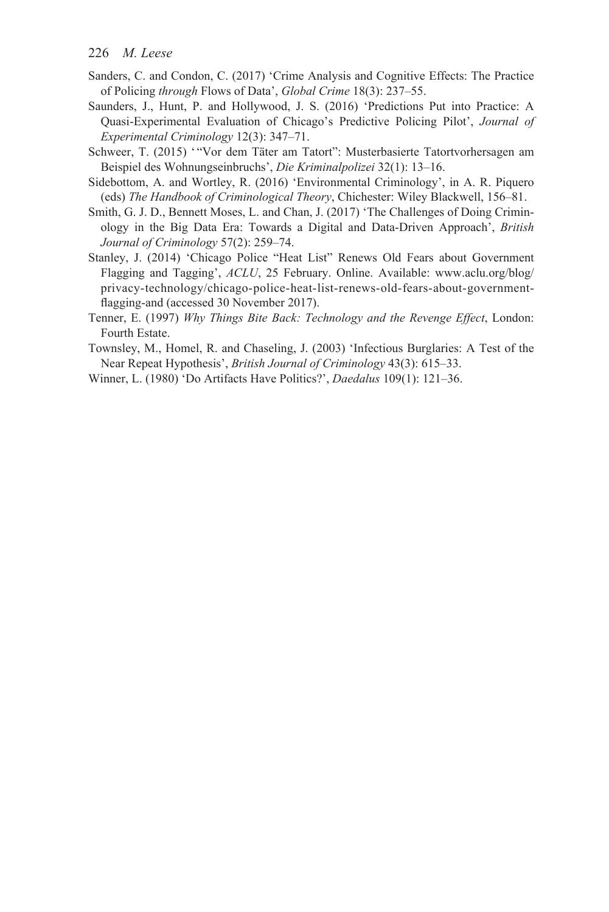Sanders, C. and Condon, C. (2017) 'Crime Analysis and Cognitive Effects: The Practice of Policing *through* Flows of Data', *Global Crime* 18(3): 237–55.

Saunders, J., Hunt, P. and Hollywood, J. S. (2016) 'Predictions Put into Practice: A Quasi-Experimental Evaluation of Chicago's Predictive Policing Pilot', *Journal of Experimental Criminology* 12(3): 347–71.

Schweer, T. (2015) '"Vor dem Täter am Tatort": Musterbasierte Tatortvorhersagen am Beispiel des Wohnungseinbruchs', *Die Kriminalpolizei* 32(1): 13–16.

Sidebottom, A. and Wortley, R. (2016) 'Environmental Criminology', in A. R. Piquero (eds) *The Handbook of Criminological Theory*, Chichester: Wiley Blackwell, 156–81.

Smith, G. J. D., Bennett Moses, L. and Chan, J. (2017) 'The Challenges of Doing Criminology in the Big Data Era: Towards a Digital and Data-Driven Approach', *British Journal of Criminology* 57(2): 259–74.

Stanley, J. (2014) 'Chicago Police "Heat List" Renews Old Fears about Government Flagging and Tagging', *ACLU*, 25 February. Online. Available: www.aclu.org/blog/privacy-technology/chicago-police-heat-list-renews-old-fears-about-government-flagging-and (accessed 30 November 2017).

Tenner, E. (1997) *Why Things Bite Back: Technology and the Revenge Effect*, London: Fourth Estate.

Townsley, M., Homel, R. and Chaseling, J. (2003) 'Infectious Burglaries: A Test of the Near Repeat Hypothesis', *British Journal of Criminology* 43(3): 615–33.

Winner, L. (1980) 'Do Artifacts Have Politics?', *Daedalus* 109(1): 121–36.